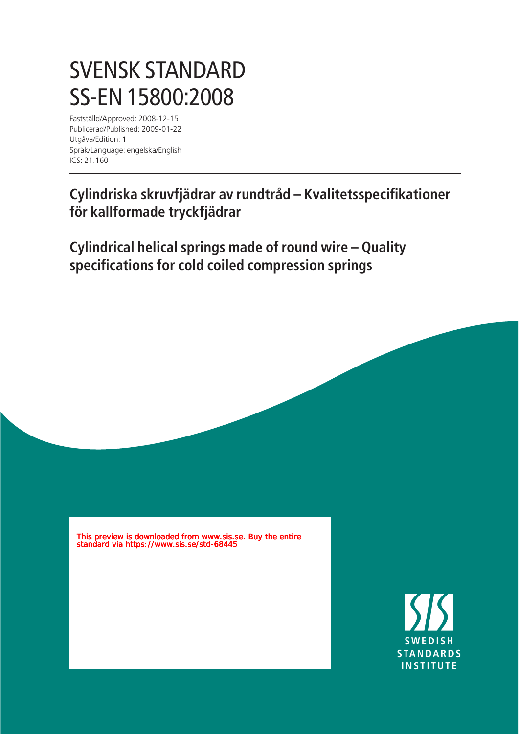# SVENSK STANDARD SS-EN 15800:2008

Fastställd/Approved: 2008-12-15
Publicerad/Published: 2009-01-22
Utgåva/Edition: 1
Språk/Language: engelska/English
ICS: 21.160

## Cylindriska skruvfjädrar av rundtråd – Kvalitetsspecifikationer för kallformade tryckfjädrar

## Cylindrical helical springs made of round wire – Quality specifications for cold coiled compression springs

This preview is downloaded from www.sis.se. Buy the entire standard via https://www.sis.se/std-68445

SWEDISH STANDARDS INSTITUTE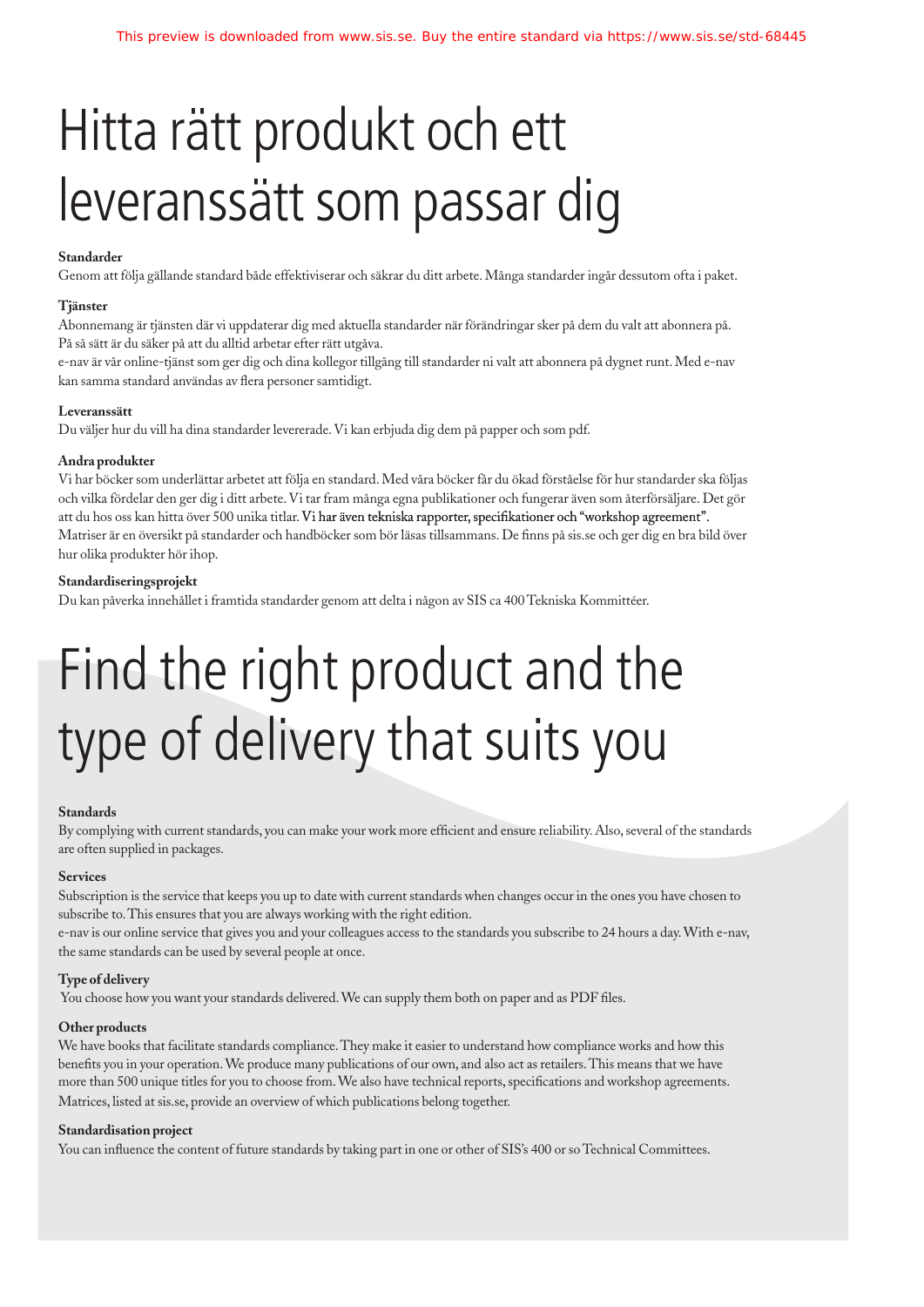# Hitta rätt produkt och ett leveranssätt som passar dig

**Standarder**

Genom att följa gällande standard både effektiviserar och säkrar du ditt arbete. Många standarder ingår dessutom ofta i paket.

**Tjänster**

Abonnemang är tjänsten där vi uppdaterar dig med aktuella standarder när förändringar sker på dem du valt att abonnera på. På så sätt är du säker på att du alltid arbetar efter rätt utgåva.

e-nav är vår online-tjänst som ger dig och dina kollegor tillgång till standarder ni valt att abonnera på dygnet runt. Med e-nav kan samma standard användas av flera personer samtidigt.

**Leveranssätt**

Du väljer hur du vill ha dina standarder levererade. Vi kan erbjuda dig dem på papper och som pdf.

**Andra produkter**

Vi har böcker som underlättar arbetet att följa en standard. Med våra böcker får du ökad förståelse för hur standarder ska följas och vilka fördelar den ger dig i ditt arbete. Vi tar fram många egna publikationer och fungerar även som återförsäljare. Det gör att du hos oss kan hitta över 500 unika titlar. Vi har även tekniska rapporter, specifikationer och "workshop agreement". Matriser är en översikt på standarder och handböcker som bör läsas tillsammans. De finns på sis.se och ger dig en bra bild över hur olika produkter hör ihop.

**Standardiseringsprojekt**

Du kan påverka innehållet i framtida standarder genom att delta i någon av SIS ca 400 Tekniska Kommittéer.

# Find the right product and the type of delivery that suits you

**Standards**

By complying with current standards, you can make your work more efficient and ensure reliability. Also, several of the standards are often supplied in packages.

**Services**

Subscription is the service that keeps you up to date with current standards when changes occur in the ones you have chosen to subscribe to. This ensures that you are always working with the right edition.

e-nav is our online service that gives you and your colleagues access to the standards you subscribe to 24 hours a day. With e-nav, the same standards can be used by several people at once.

**Type of delivery**

You choose how you want your standards delivered. We can supply them both on paper and as PDF files.

**Other products**

We have books that facilitate standards compliance. They make it easier to understand how compliance works and how this benefits you in your operation. We produce many publications of our own, and also act as retailers. This means that we have more than 500 unique titles for you to choose from. We also have technical reports, specifications and workshop agreements. Matrices, listed at sis.se, provide an overview of which publications belong together.

**Standardisation project**

You can influence the content of future standards by taking part in one or other of SIS's 400 or so Technical Committees.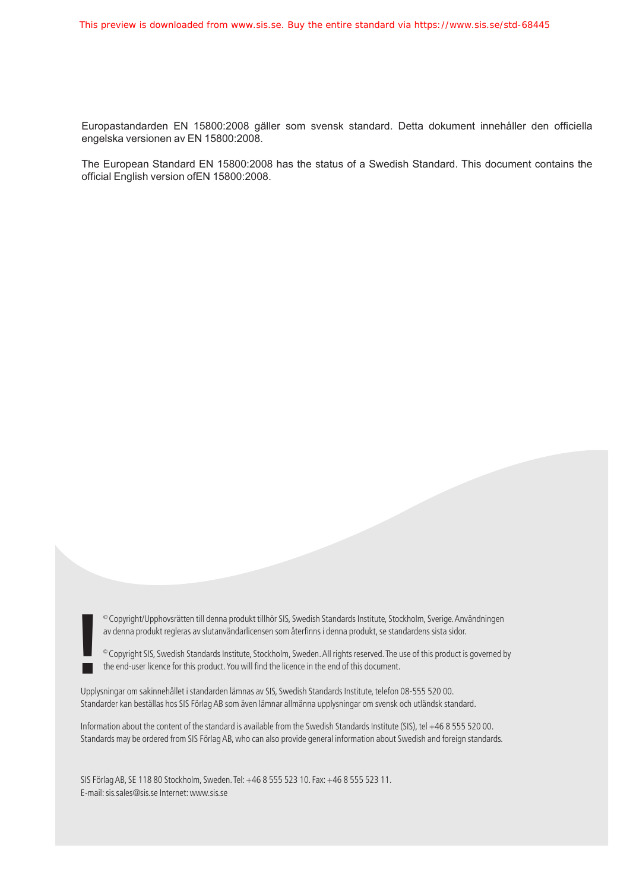Europastandarden EN 15800:2008 gäller som svensk standard. Detta dokument innehåller den officiella engelska versionen av EN 15800:2008.

The European Standard EN 15800:2008 has the status of a Swedish Standard. This document contains the official English version ofEN 15800:2008.

© Copyright/Upphovsrätten till denna produkt tillhör SIS, Swedish Standards Institute, Stockholm, Sverige. Användningen av denna produkt regleras av slutanvändarlicensen som återfinns i denna produkt, se standardens sista sidor.

© Copyright SIS, Swedish Standards Institute, Stockholm, Sweden. All rights reserved. The use of this product is governed by the end-user licence for this product. You will find the licence in the end of this document.

Upplysningar om sakinnehållet i standarden lämnas av SIS, Swedish Standards Institute, telefon 08-555 520 00.
Standarder kan beställas hos SIS Förlag AB som även lämnar allmänna upplysningar om svensk och utländsk standard.

Information about the content of the standard is available from the Swedish Standards Institute (SIS), tel +46 8 555 520 00.
Standards may be ordered from SIS Förlag AB, who can also provide general information about Swedish and foreign standards.

SIS Förlag AB, SE 118 80 Stockholm, Sweden. Tel: +46 8 555 523 10. Fax: +46 8 555 523 11.
E-mail: sis.sales@sis.se Internet: www.sis.se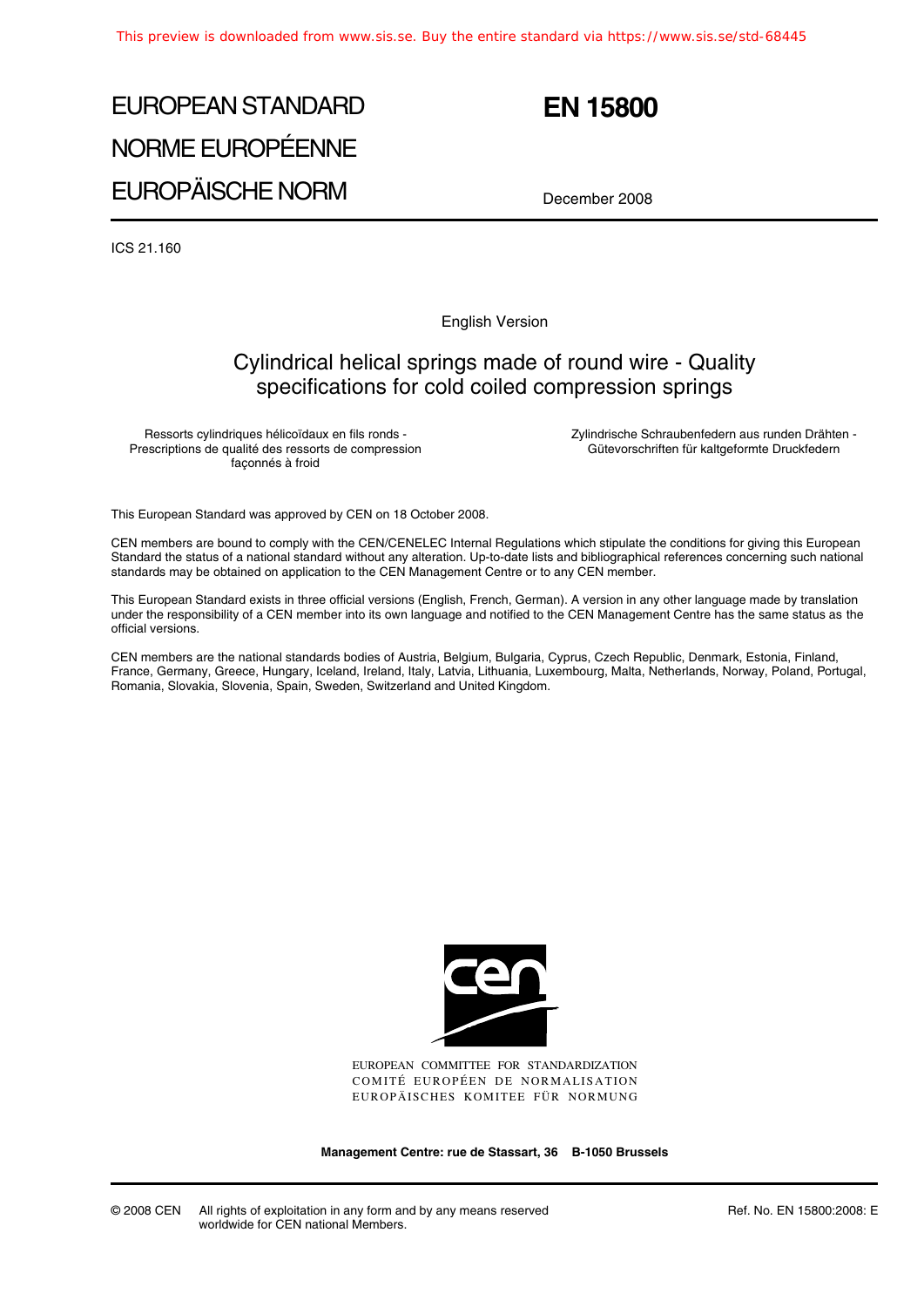# EUROPEAN STANDARD

# NORME EUROPÉENNE

# EUROPÄISCHE NORM

# EN 15800

December 2008

ICS 21.160

English Version

## Cylindrical helical springs made of round wire - Quality specifications for cold coiled compression springs

Ressorts cylindriques hélicoïdaux en fils ronds - Prescriptions de qualité des ressorts de compression façonnés à froid

Zylindrische Schraubenfedern aus runden Drähten - Gütevorschriften für kaltgeformte Druckfedern

This European Standard was approved by CEN on 18 October 2008.

CEN members are bound to comply with the CEN/CENELEC Internal Regulations which stipulate the conditions for giving this European Standard the status of a national standard without any alteration. Up-to-date lists and bibliographical references concerning such national standards may be obtained on application to the CEN Management Centre or to any CEN member.

This European Standard exists in three official versions (English, French, German). A version in any other language made by translation under the responsibility of a CEN member into its own language and notified to the CEN Management Centre has the same status as the official versions.

CEN members are the national standards bodies of Austria, Belgium, Bulgaria, Cyprus, Czech Republic, Denmark, Estonia, Finland, France, Germany, Greece, Hungary, Iceland, Ireland, Italy, Latvia, Lithuania, Luxembourg, Malta, Netherlands, Norway, Poland, Portugal, Romania, Slovakia, Slovenia, Spain, Sweden, Switzerland and United Kingdom.

EUROPEAN COMMITTEE FOR STANDARDIZATION
COMITÉ EUROPÉEN DE NORMALISATION
EUROPÄISCHES KOMITEE FÜR NORMUNG

**Management Centre: rue de Stassart, 36 B-1050 Brussels**

© 2008 CEN All rights of exploitation in any form and by any means reserved worldwide for CEN national Members.

Ref. No. EN 15800:2008: E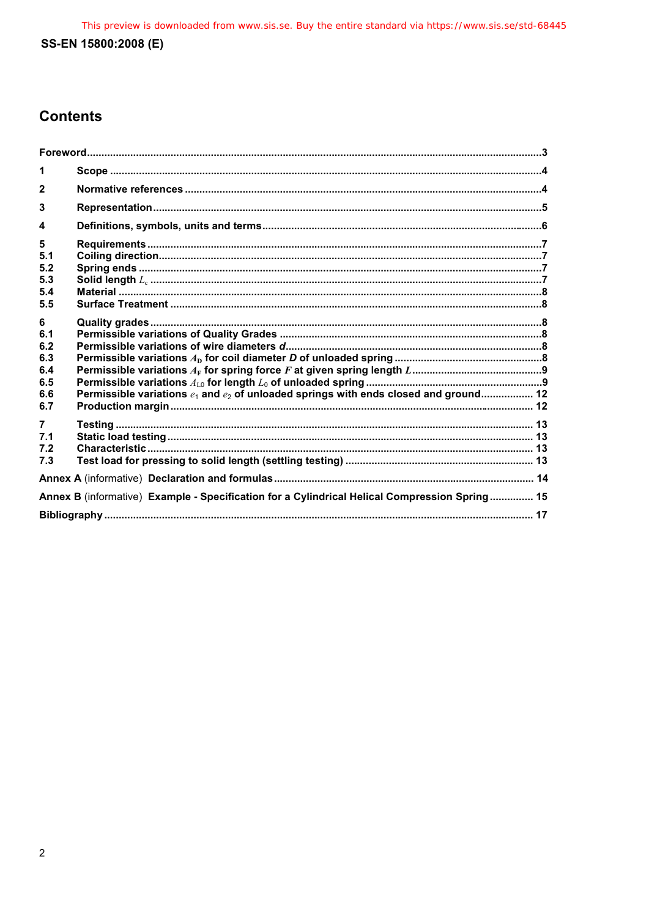## Contents

| | | |
|---|---|---|
| Foreword | | 3 |
| 1 | Scope | 4 |
| 2 | Normative references | 4 |
| 3 | Representation | 5 |
| 4 | Definitions, symbols, units and terms | 6 |
| 5 | Requirements | 7 |
| 5.1 | Coiling direction | 7 |
| 5.2 | Spring ends | 7 |
| 5.3 | Solid length $L_c$ | 7 |
| 5.4 | Material | 8 |
| 5.5 | Surface Treatment | 8 |
| 6 | Quality grades | 8 |
| 6.1 | Permissible variations of Quality Grades | 8 |
| 6.2 | Permissible variations of wire diameters *d* | 8 |
| 6.3 | Permissible variations $A_D$ for coil diameter *D* of unloaded spring | 8 |
| 6.4 | Permissible variations $A_F$ for spring force $F$ at given spring length $L$ | 9 |
| 6.5 | Permissible variations $A_{L0}$ for length $L_0$ of unloaded spring | 9 |
| 6.6 | Permissible variations $e_1$ and $e_2$ of unloaded springs with ends closed and ground | 12 |
| 6.7 | Production margin | 12 |
| 7 | Testing | 13 |
| 7.1 | Static load testing | 13 |
| 7.2 | Characteristic | 13 |
| 7.3 | Test load for pressing to solid length (settling testing) | 13 |
| Annex A (informative) | Declaration and formulas | 14 |
| Annex B (informative) | Example - Specification for a Cylindrical Helical Compression Spring | 15 |
| Bibliography | | 17 |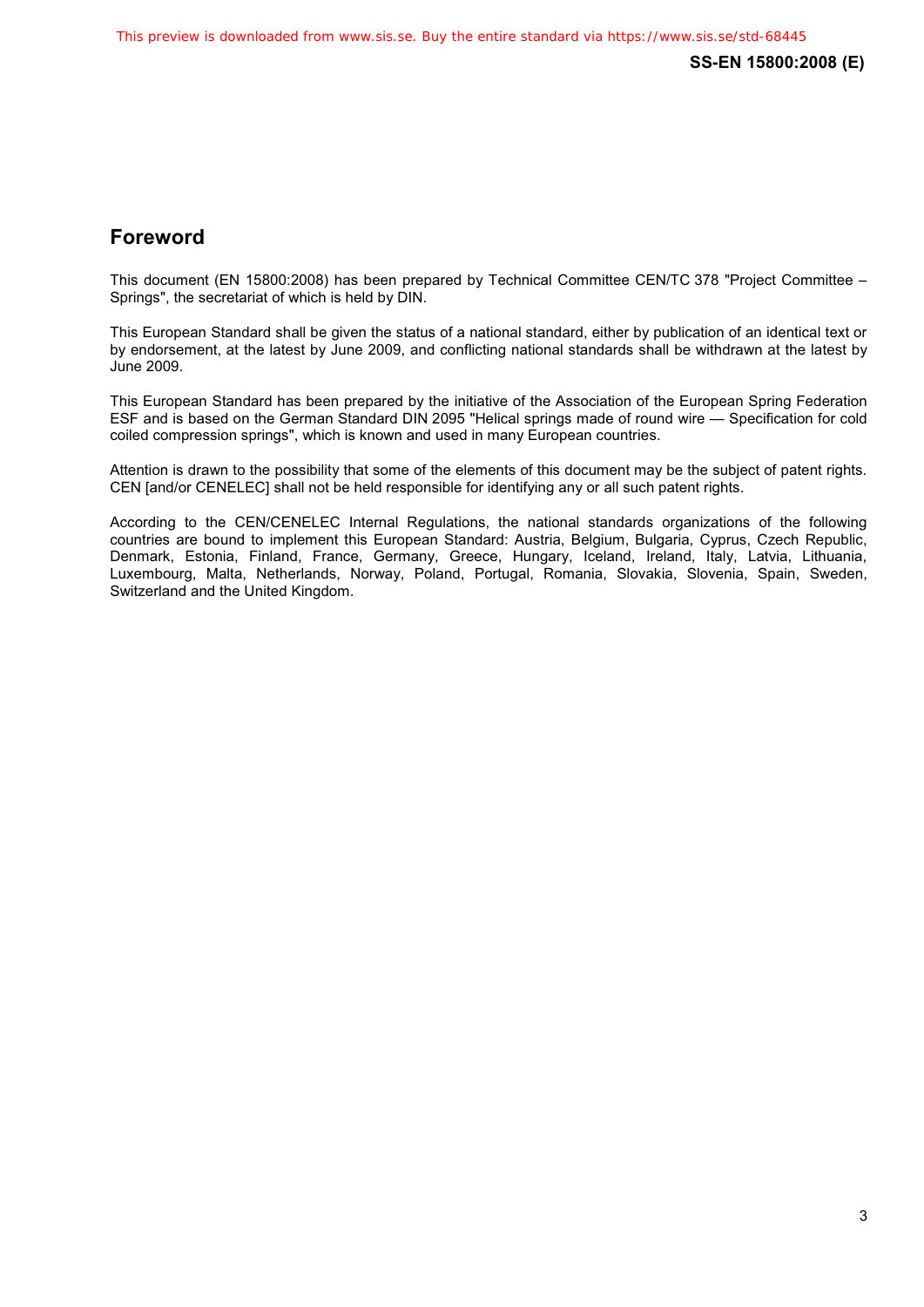# Foreword

This document (EN 15800:2008) has been prepared by Technical Committee CEN/TC 378 "Project Committee – Springs", the secretariat of which is held by DIN.

This European Standard shall be given the status of a national standard, either by publication of an identical text or by endorsement, at the latest by June 2009, and conflicting national standards shall be withdrawn at the latest by June 2009.

This European Standard has been prepared by the initiative of the Association of the European Spring Federation ESF and is based on the German Standard DIN 2095 "Helical springs made of round wire — Specification for cold coiled compression springs", which is known and used in many European countries.

Attention is drawn to the possibility that some of the elements of this document may be the subject of patent rights. CEN [and/or CENELEC] shall not be held responsible for identifying any or all such patent rights.

According to the CEN/CENELEC Internal Regulations, the national standards organizations of the following countries are bound to implement this European Standard: Austria, Belgium, Bulgaria, Cyprus, Czech Republic, Denmark, Estonia, Finland, France, Germany, Greece, Hungary, Iceland, Ireland, Italy, Latvia, Lithuania, Luxembourg, Malta, Netherlands, Norway, Poland, Portugal, Romania, Slovakia, Slovenia, Spain, Sweden, Switzerland and the United Kingdom.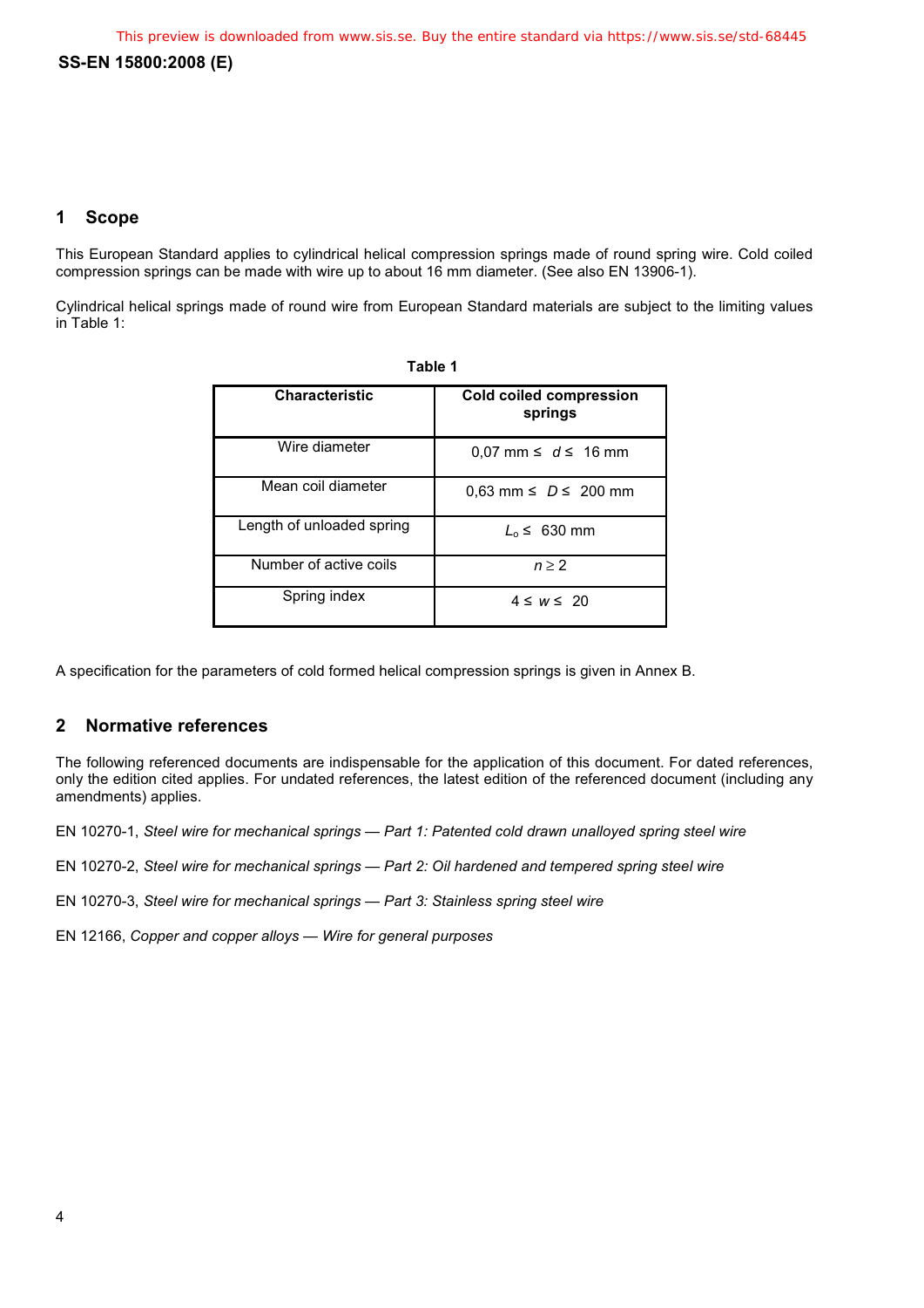## 1 Scope

This European Standard applies to cylindrical helical compression springs made of round spring wire. Cold coiled compression springs can be made with wire up to about 16 mm diameter. (See also EN 13906-1).

Cylindrical helical springs made of round wire from European Standard materials are subject to the limiting values in Table 1:

**Table 1**

| Characteristic | Cold coiled compression springs |
|---|---|
| Wire diameter | 0,07 mm ≤ $d$ ≤ 16 mm |
| Mean coil diameter | 0,63 mm ≤ $D$ ≤ 200 mm |
| Length of unloaded spring | $L_o$ ≤ 630 mm |
| Number of active coils | $n \geq 2$ |
| Spring index | 4 ≤ $w$ ≤ 20 |

A specification for the parameters of cold formed helical compression springs is given in Annex B.

## 2 Normative references

The following referenced documents are indispensable for the application of this document. For dated references, only the edition cited applies. For undated references, the latest edition of the referenced document (including any amendments) applies.

EN 10270-1, *Steel wire for mechanical springs — Part 1: Patented cold drawn unalloyed spring steel wire*

EN 10270-2, *Steel wire for mechanical springs — Part 2: Oil hardened and tempered spring steel wire*

EN 10270-3, *Steel wire for mechanical springs — Part 3: Stainless spring steel wire*

EN 12166, *Copper and copper alloys — Wire for general purposes*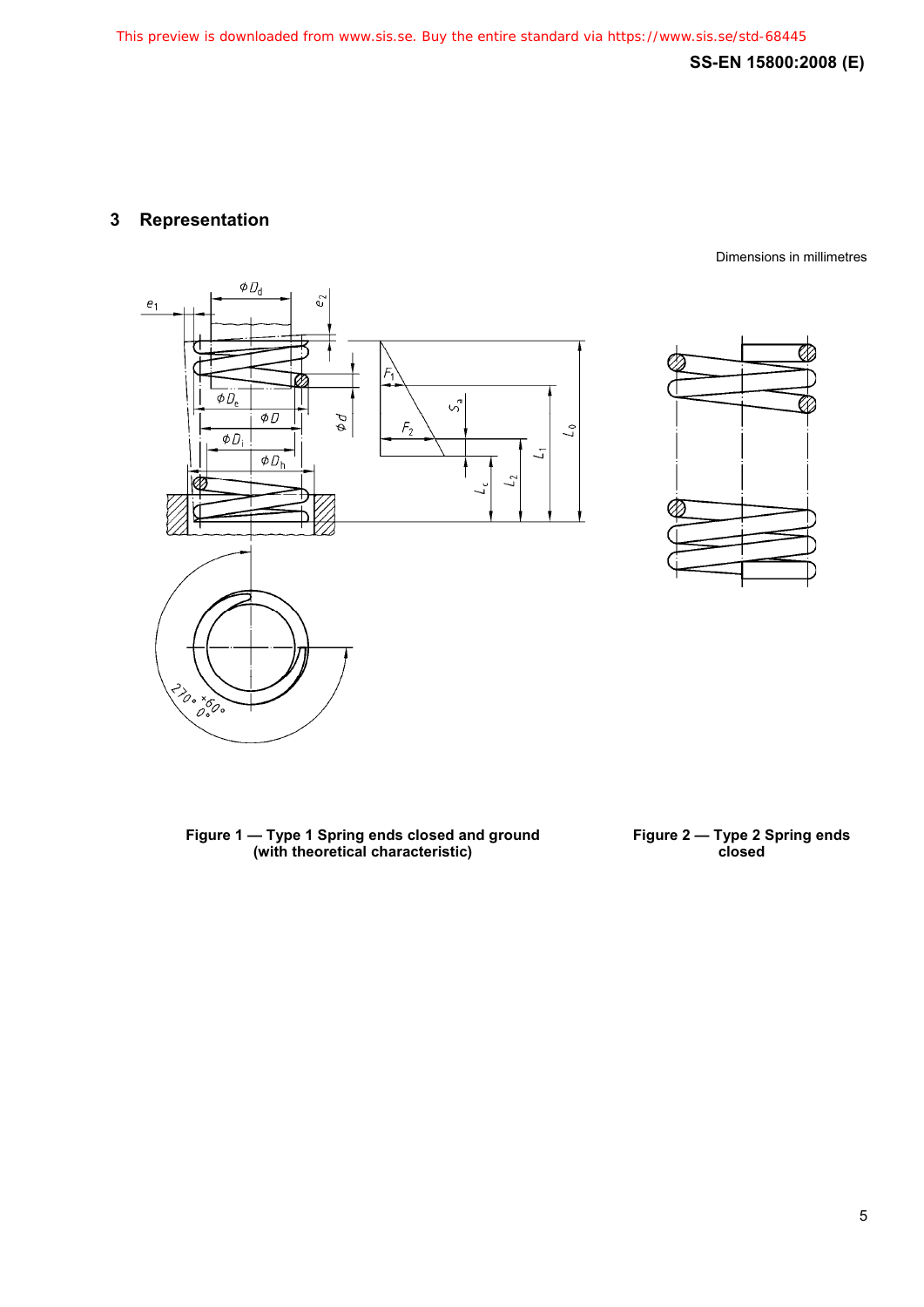## 3 Representation

Dimensions in millimetres

Figure 1 — Type 1 Spring ends closed and ground (with theoretical characteristic)

Figure 2 — Type 2 Spring ends closed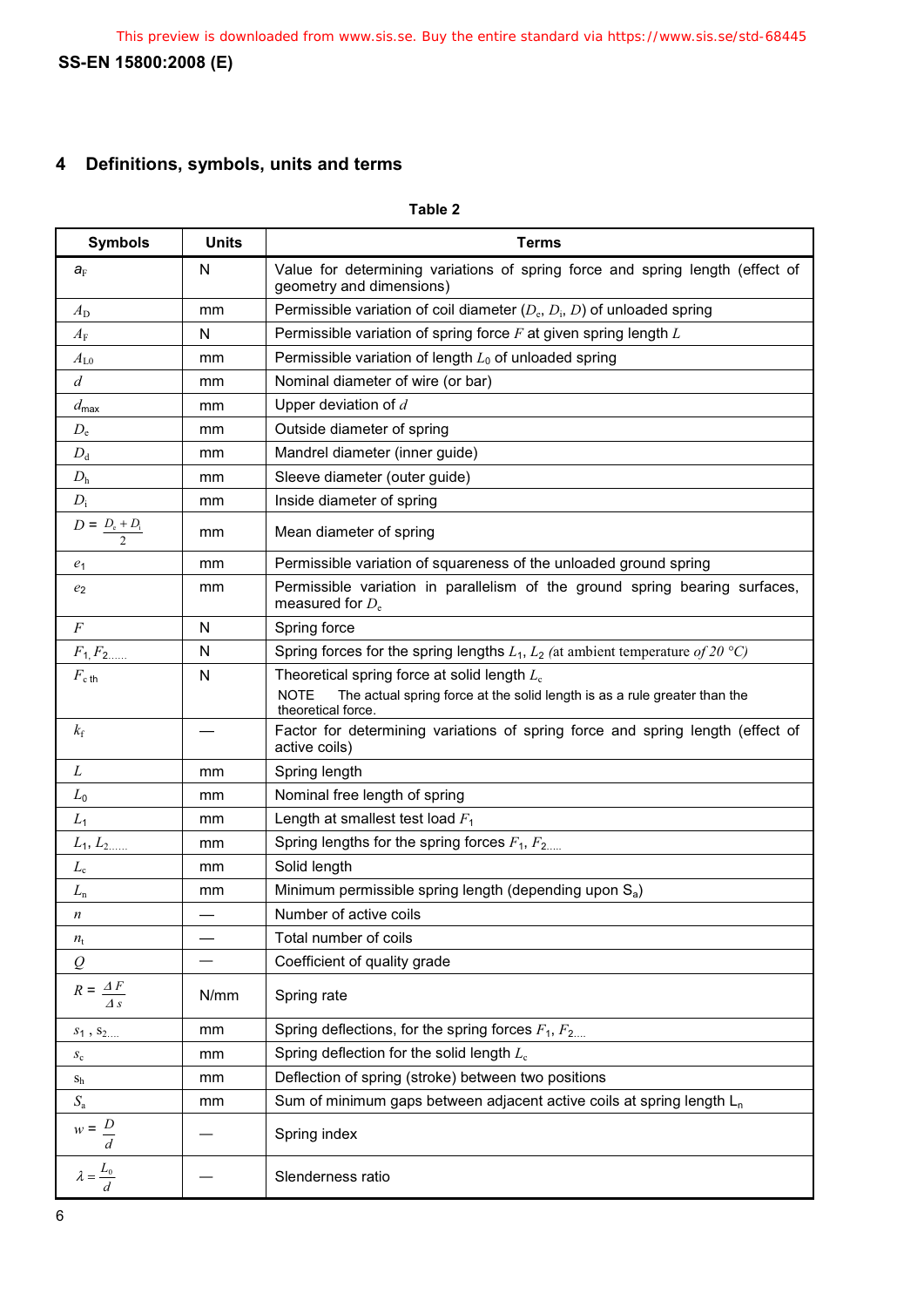# 4 Definitions, symbols, units and terms

**Table 2**

| Symbols | Units | Terms |
|---|---|---|
| $a_F$ | N | Value for determining variations of spring force and spring length (effect of geometry and dimensions) |
| $A_D$ | mm | Permissible variation of coil diameter ($D_e$, $D_i$, $D$) of unloaded spring |
| $A_F$ | N | Permissible variation of spring force $F$ at given spring length $L$ |
| $A_{L0}$ | mm | Permissible variation of length $L_0$ of unloaded spring |
| $d$ | mm | Nominal diameter of wire (or bar) |
| $d_{max}$ | mm | Upper deviation of $d$ |
| $D_e$ | mm | Outside diameter of spring |
| $D_d$ | mm | Mandrel diameter (inner guide) |
| $D_h$ | mm | Sleeve diameter (outer guide) |
| $D_i$ | mm | Inside diameter of spring |
| $D = \frac{D_e + D_i}{2}$ | mm | Mean diameter of spring |
| $e_1$ | mm | Permissible variation of squareness of the unloaded ground spring |
| $e_2$ | mm | Permissible variation in parallelism of the ground spring bearing surfaces, measured for $D_e$ |
| $F$ | N | Spring force |
| $F_1, F_2 \ldots$ | N | Spring forces for the spring lengths $L_1$, $L_2$ (at ambient temperature of 20 °C) |
| $F_{c\,th}$ | N | Theoretical spring force at solid length $L_c$ <br> NOTE The actual spring force at the solid length is as a rule greater than the theoretical force. |
| $k_f$ | — | Factor for determining variations of spring force and spring length (effect of active coils) |
| $L$ | mm | Spring length |
| $L_0$ | mm | Nominal free length of spring |
| $L_1$ | mm | Length at smallest test load $F_1$ |
| $L_1, L_2 \ldots$ | mm | Spring lengths for the spring forces $F_1$, $F_2 \ldots$ |
| $L_c$ | mm | Solid length |
| $L_n$ | mm | Minimum permissible spring length (depending upon $S_a$) |
| $n$ | — | Number of active coils |
| $n_t$ | — | Total number of coils |
| $Q$ | — | Coefficient of quality grade |
| $R = \frac{\Delta F}{\Delta s}$ | N/mm | Spring rate |
| $s_1, s_2 \ldots$ | mm | Spring deflections, for the spring forces $F_1$, $F_2 \ldots$ |
| $s_c$ | mm | Spring deflection for the solid length $L_c$ |
| $s_h$ | mm | Deflection of spring (stroke) between two positions |
| $S_a$ | mm | Sum of minimum gaps between adjacent active coils at spring length $L_n$ |
| $w = \frac{D}{d}$ | — | Spring index |
| $\lambda = \frac{L_0}{d}$ | — | Slenderness ratio |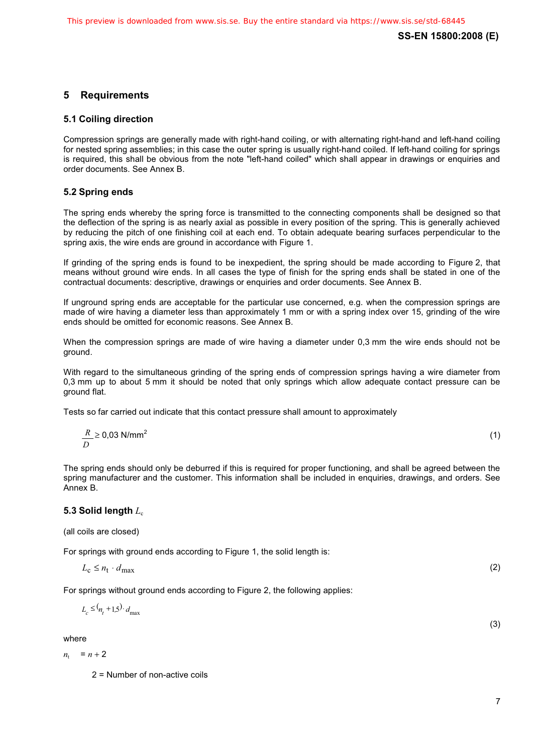## 5 Requirements

### 5.1 Coiling direction

Compression springs are generally made with right-hand coiling, or with alternating right-hand and left-hand coiling for nested spring assemblies; in this case the outer spring is usually right-hand coiled. If left-hand coiling for springs is required, this shall be obvious from the note "left-hand coiled" which shall appear in drawings or enquiries and order documents. See Annex B.

### 5.2 Spring ends

The spring ends whereby the spring force is transmitted to the connecting components shall be designed so that the deflection of the spring is as nearly axial as possible in every position of the spring. This is generally achieved by reducing the pitch of one finishing coil at each end. To obtain adequate bearing surfaces perpendicular to the spring axis, the wire ends are ground in accordance with Figure 1.

If grinding of the spring ends is found to be inexpedient, the spring should be made according to Figure 2, that means without ground wire ends. In all cases the type of finish for the spring ends shall be stated in one of the contractual documents: descriptive, drawings or enquiries and order documents. See Annex B.

If unground spring ends are acceptable for the particular use concerned, e.g. when the compression springs are made of wire having a diameter less than approximately 1 mm or with a spring index over 15, grinding of the wire ends should be omitted for economic reasons. See Annex B.

When the compression springs are made of wire having a diameter under 0,3 mm the wire ends should not be ground.

With regard to the simultaneous grinding of the spring ends of compression springs having a wire diameter from 0,3 mm up to about 5 mm it should be noted that only springs which allow adequate contact pressure can be ground flat.

Tests so far carried out indicate that this contact pressure shall amount to approximately

$$\frac{R}{D} \geq 0{,}03 \text{ N/mm}^2 \qquad (1)$$

The spring ends should only be deburred if this is required for proper functioning, and shall be agreed between the spring manufacturer and the customer. This information shall be included in enquiries, drawings, and orders. See Annex B.

### 5.3 Solid length $L_c$

(all coils are closed)

For springs with ground ends according to Figure 1, the solid length is:

$$L_c \leq n_t \cdot d_{max} \qquad (2)$$

For springs without ground ends according to Figure 2, the following applies:

$$L_c \leq (n_t + 1{,}5) \cdot d_{max} \qquad (3)$$

where

$n_t = n + 2$

2 = Number of non-active coils